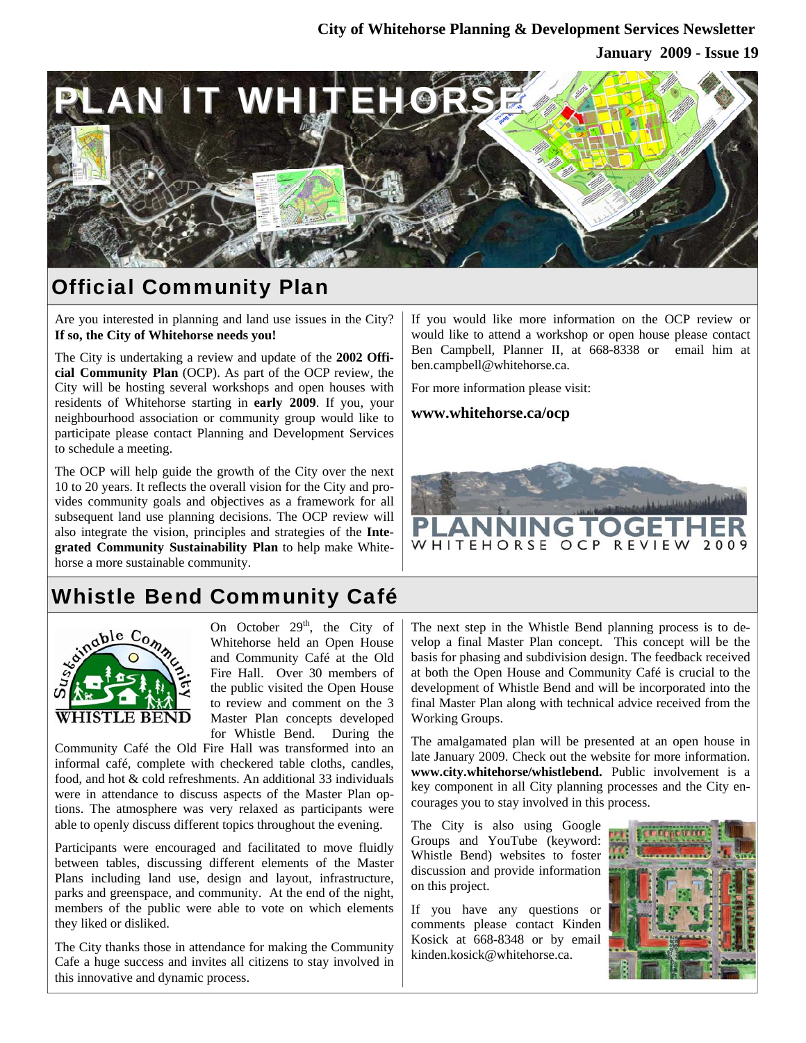**City of Whitehorse Planning & Development Services Newsletter**

**January 2009 - Issue 19**

# PLAN IT WHITEHORSE

## Official Community Plan

Are you interested in planning and land use issues in the City? **If so, the City of Whitehorse needs you!**

The City is undertaking a review and update of the **2002 Official Community Plan** (OCP). As part of the OCP review, the City will be hosting several workshops and open houses with residents of Whitehorse starting in **early 2009**. If you, your neighbourhood association or community group would like to participate please contact Planning and Development Services to schedule a meeting.

The OCP will help guide the growth of the City over the next 10 to 20 years. It reflects the overall vision for the City and provides community goals and objectives as a framework for all subsequent land use planning decisions. The OCP review will also integrate the vision, principles and strategies of the **Integrated Community Sustainability Plan** to help make Whitehorse a more sustainable community.

If you would like more information on the OCP review or would like to attend a workshop or open house please contact Ben Campbell, Planner II, at 668-8338 or email him at ben.campbell@whitehorse.ca.

For more information please visit:

**www.whitehorse.ca/ocp**

PLANNING TOGETHER
WHITEHORSE OCP REVIEW 2009

## Whistle Bend Community Café

On October 29th, the City of Whitehorse held an Open House and Community Café at the Old Fire Hall. Over 30 members of the public visited the Open House to review and comment on the 3 Master Plan concepts developed for Whistle Bend. During the Community Café the Old Fire Hall was transformed into an informal café, complete with checkered table cloths, candles, food, and hot & cold refreshments. An additional 33 individuals were in attendance to discuss aspects of the Master Plan options. The atmosphere was very relaxed as participants were able to openly discuss different topics throughout the evening.

Participants were encouraged and facilitated to move fluidly between tables, discussing different elements of the Master Plans including land use, design and layout, infrastructure, parks and greenspace, and community. At the end of the night, members of the public were able to vote on which elements they liked or disliked.

The City thanks those in attendance for making the Community Cafe a huge success and invites all citizens to stay involved in this innovative and dynamic process.

The next step in the Whistle Bend planning process is to develop a final Master Plan concept. This concept will be the basis for phasing and subdivision design. The feedback received at both the Open House and Community Café is crucial to the development of Whistle Bend and will be incorporated into the final Master Plan along with technical advice received from the Working Groups.

The amalgamated plan will be presented at an open house in late January 2009. Check out the website for more information. **www.city.whitehorse/whistlebend.** Public involvement is a key component in all City planning processes and the City encourages you to stay involved in this process.

The City is also using Google Groups and YouTube (keyword: Whistle Bend) websites to foster discussion and provide information on this project.

If you have any questions or comments please contact Kinden Kosick at 668-8348 or by email kinden.kosick@whitehorse.ca.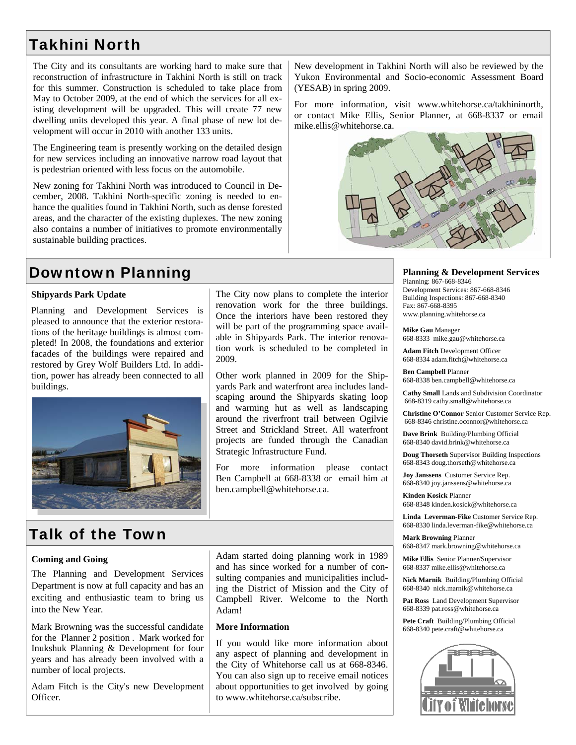## Takhini North

The City and its consultants are working hard to make sure that reconstruction of infrastructure in Takhini North is still on track for this summer. Construction is scheduled to take place from May to October 2009, at the end of which the services for all existing development will be upgraded. This will create 77 new dwelling units developed this year. A final phase of new lot development will occur in 2010 with another 133 units.

The Engineering team is presently working on the detailed design for new services including an innovative narrow road layout that is pedestrian oriented with less focus on the automobile.

New zoning for Takhini North was introduced to Council in December, 2008. Takhini North-specific zoning is needed to enhance the qualities found in Takhini North, such as dense forested areas, and the character of the existing duplexes. The new zoning also contains a number of initiatives to promote environmentally sustainable building practices.

New development in Takhini North will also be reviewed by the Yukon Environmental and Socio-economic Assessment Board (YESAB) in spring 2009.

For more information, visit www.whitehorse.ca/takhininorth, or contact Mike Ellis, Senior Planner, at 668-8337 or email mike.ellis@whitehorse.ca.

## Downtown Planning

**Shipyards Park Update**

Planning and Development Services is pleased to announce that the exterior restorations of the heritage buildings is almost completed! In 2008, the foundations and exterior facades of the buildings were repaired and restored by Grey Wolf Builders Ltd. In addition, power has already been connected to all buildings.

The City now plans to complete the interior renovation work for the three buildings. Once the interiors have been restored they will be part of the programming space available in Shipyards Park. The interior renovation work is scheduled to be completed in 2009.

Other work planned in 2009 for the Shipyards Park and waterfront area includes landscaping around the Shipyards skating loop and warming hut as well as landscaping around the riverfront trail between Ogilvie Street and Strickland Street. All waterfront projects are funded through the Canadian Strategic Infrastructure Fund.

For more information please contact Ben Campbell at 668-8338 or email him at ben.campbell@whitehorse.ca.

## Talk of the Town

**Coming and Going**

The Planning and Development Services Department is now at full capacity and has an exciting and enthusiastic team to bring us into the New Year.

Mark Browning was the successful candidate for the Planner 2 position . Mark worked for Inukshuk Planning & Development for four years and has already been involved with a number of local projects.

Adam Fitch is the City's new Development Officer. Adam started doing planning work in 1989 and has since worked for a number of consulting companies and municipalities including the District of Mission and the City of Campbell River. Welcome to the North Adam!

**More Information**

If you would like more information about any aspect of planning and development in the City of Whitehorse call us at 668-8346. You can also sign up to receive email notices about opportunities to get involved by going to www.whitehorse.ca/subscribe.

**Planning & Development Services**

Planning: 867-668-8346
Development Services: 867-668-8346
Building Inspections: 867-668-8340
Fax: 867-668-8395
www.planning.whitehorse.ca

**Mike Gau** Manager
668-8333 mike.gau@whitehorse.ca

**Adam Fitch** Development Officer
668-8334 adam.fitch@whitehorse.ca

**Ben Campbell** Planner
668-8338 ben.campbell@whitehorse.ca

**Cathy Small** Lands and Subdivision Coordinator
668-8319 cathy.small@whitehorse.ca

**Christine O'Connor** Senior Customer Service Rep.
668-8346 christine.oconnor@whitehorse.ca

**Dave Brink** Building/Plumbing Official
668-8340 david.brink@whitehorse.ca

**Doug Thorseth** Supervisor Building Inspections
668-8343 doug.thorseth@whitehorse.ca

**Joy Janssens** Customer Service Rep.
668-8340 joy.janssens@whitehorse.ca

**Kinden Kosick** Planner
668-8348 kinden.kosick@whitehorse.ca

**Linda Leverman-Fike** Customer Service Rep.
668-8330 linda.leverman-fike@whitehorse.ca

**Mark Browning** Planner
668-8347 mark.browning@whitehorse.ca

**Mike Ellis** Senior Planner/Supervisor
668-8337 mike.ellis@whitehorse.ca

**Nick Marnik** Building/Plumbing Official
668-8340 nick.marnik@whitehorse.ca

**Pat Ross** Land Development Supervisor
668-8339 pat.ross@whitehorse.ca

**Pete Craft** Building/Plumbing Official
668-8340 pete.craft@whitehorse.ca